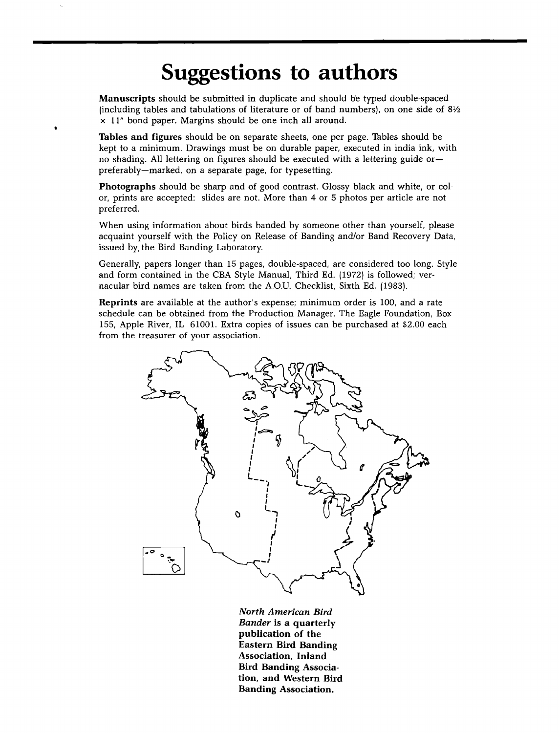# Suggestions to authors

**Manuscripts** should be submitted in duplicate and should be typed double-spaced (including tables and tabulations of literature or of band numbers), on one side of 8½ x 11" bond paper. Margins should be one inch all around.

**Tables and figures** should be on separate sheets, one per page. Tables should be kept to a minimum. Drawings must be on durable paper, executed in india ink, with no shading. All lettering on figures should be executed with a lettering guide or—preferably—marked, on a separate page, for typesetting.

**Photographs** should be sharp and of good contrast. Glossy black and white, or color, prints are accepted: slides are not. More than 4 or 5 photos per article are not preferred.

When using information about birds banded by someone other than yourself, please acquaint yourself with the Policy on Release of Banding and/or Band Recovery Data, issued by the Bird Banding Laboratory.

Generally, papers longer than 15 pages, double-spaced, are considered too long. Style and form contained in the CBA Style Manual, Third Ed. (1972) is followed; vernacular bird names are taken from the A.O.U. Checklist, Sixth Ed. (1983).

**Reprints** are available at the author's expense; minimum order is 100, and a rate schedule can be obtained from the Production Manager, The Eagle Foundation, Box 155, Apple River, IL 61001. Extra copies of issues can be purchased at $2.00 each from the treasurer of your association.

***North American Bird Bander* is a quarterly publication of the Eastern Bird Banding Association, Inland Bird Banding Association, and Western Bird Banding Association.**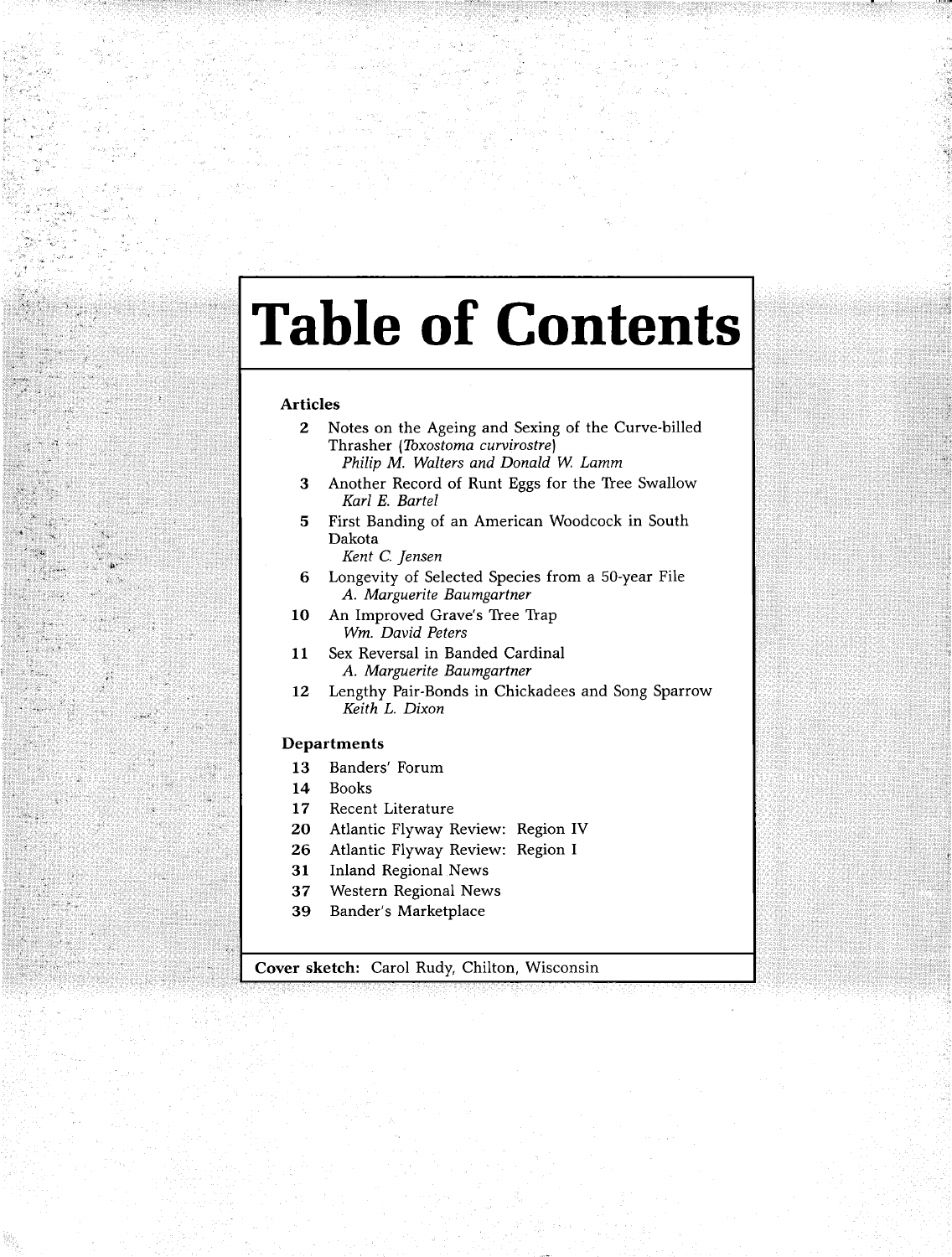# Table of Contents

## Articles

2 Notes on the Ageing and Sexing of the Curve-billed Thrasher (*Toxostoma curvirostre*)
*Philip M. Walters and Donald W. Lamm*

3 Another Record of Runt Eggs for the Tree Swallow
*Karl E. Bartel*

5 First Banding of an American Woodcock in South Dakota
*Kent C. Jensen*

6 Longevity of Selected Species from a 50-year File
*A. Marguerite Baumgartner*

10 An Improved Grave's Tree Trap
*Wm. David Peters*

11 Sex Reversal in Banded Cardinal
*A. Marguerite Baumgartner*

12 Lengthy Pair-Bonds in Chickadees and Song Sparrow
*Keith L. Dixon*

## Departments

13 Banders' Forum

14 Books

17 Recent Literature

20 Atlantic Flyway Review: Region IV

26 Atlantic Flyway Review: Region I

31 Inland Regional News

37 Western Regional News

39 Bander's Marketplace

**Cover sketch:** Carol Rudy, Chilton, Wisconsin